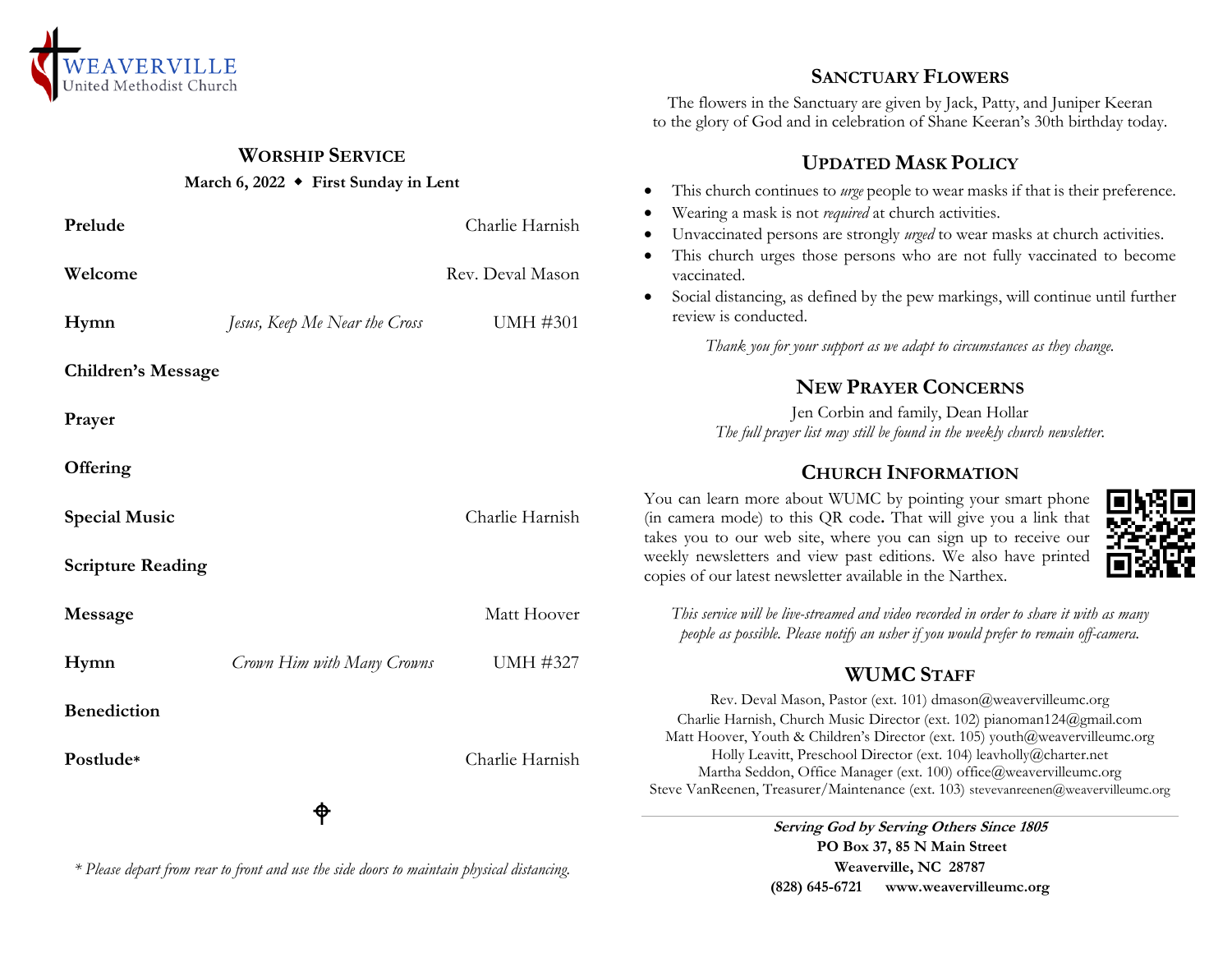WEAVERVILLE
United Methodist Church

## Worship Service

**March 6, 2022 ◆ First Sunday in Lent**

| | | |
|---|---|---|
| **Prelude** | | Charlie Harnish |
| **Welcome** | | Rev. Deval Mason |
| **Hymn** | *Jesus, Keep Me Near the Cross* | UMH #301 |
| **Children's Message** | | |
| **Prayer** | | |
| **Offering** | | |
| **Special Music** | | Charlie Harnish |
| **Scripture Reading** | | |
| **Message** | | Matt Hoover |
| **Hymn** | *Crown Him with Many Crowns* | UMH #327 |
| **Benediction** | | |
| **Postlude*** | | Charlie Harnish |

*\* Please depart from rear to front and use the side doors to maintain physical distancing.*

## Sanctuary Flowers

The flowers in the Sanctuary are given by Jack, Patty, and Juniper Keeran to the glory of God and in celebration of Shane Keeran's 30th birthday today.

## Updated Mask Policy

- This church continues to *urge* people to wear masks if that is their preference.
- Wearing a mask is not *required* at church activities.
- Unvaccinated persons are strongly *urged* to wear masks at church activities.
- This church urges those persons who are not fully vaccinated to become vaccinated.
- Social distancing, as defined by the pew markings, will continue until further review is conducted.

*Thank you for your support as we adapt to circumstances as they change.*

## New Prayer Concerns

Jen Corbin and family, Dean Hollar

*The full prayer list may still be found in the weekly church newsletter.*

## Church Information

You can learn more about WUMC by pointing your smart phone (in camera mode) to this QR code**.** That will give you a link that takes you to our web site, where you can sign up to receive our weekly newsletters and view past editions. We also have printed copies of our latest newsletter available in the Narthex.

*This service will be live-streamed and video recorded in order to share it with as many people as possible. Please notify an usher if you would prefer to remain off-camera.*

## WUMC Staff

Rev. Deval Mason, Pastor (ext. 101) dmason@weavervilleumc.org
Charlie Harnish, Church Music Director (ext. 102) pianoman124@gmail.com
Matt Hoover, Youth & Children's Director (ext. 105) youth@weavervilleumc.org
Holly Leavitt, Preschool Director (ext. 104) leavholly@charter.net
Martha Seddon, Office Manager (ext. 100) office@weavervilleumc.org
Steve VanReenen, Treasurer/Maintenance (ext. 103) stevevanreenen@weavervilleumc.org

***Serving God by Serving Others Since 1805***
**PO Box 37, 85 N Main Street**
**Weaverville, NC 28787**
**(828) 645-6721 www.weavervilleumc.org**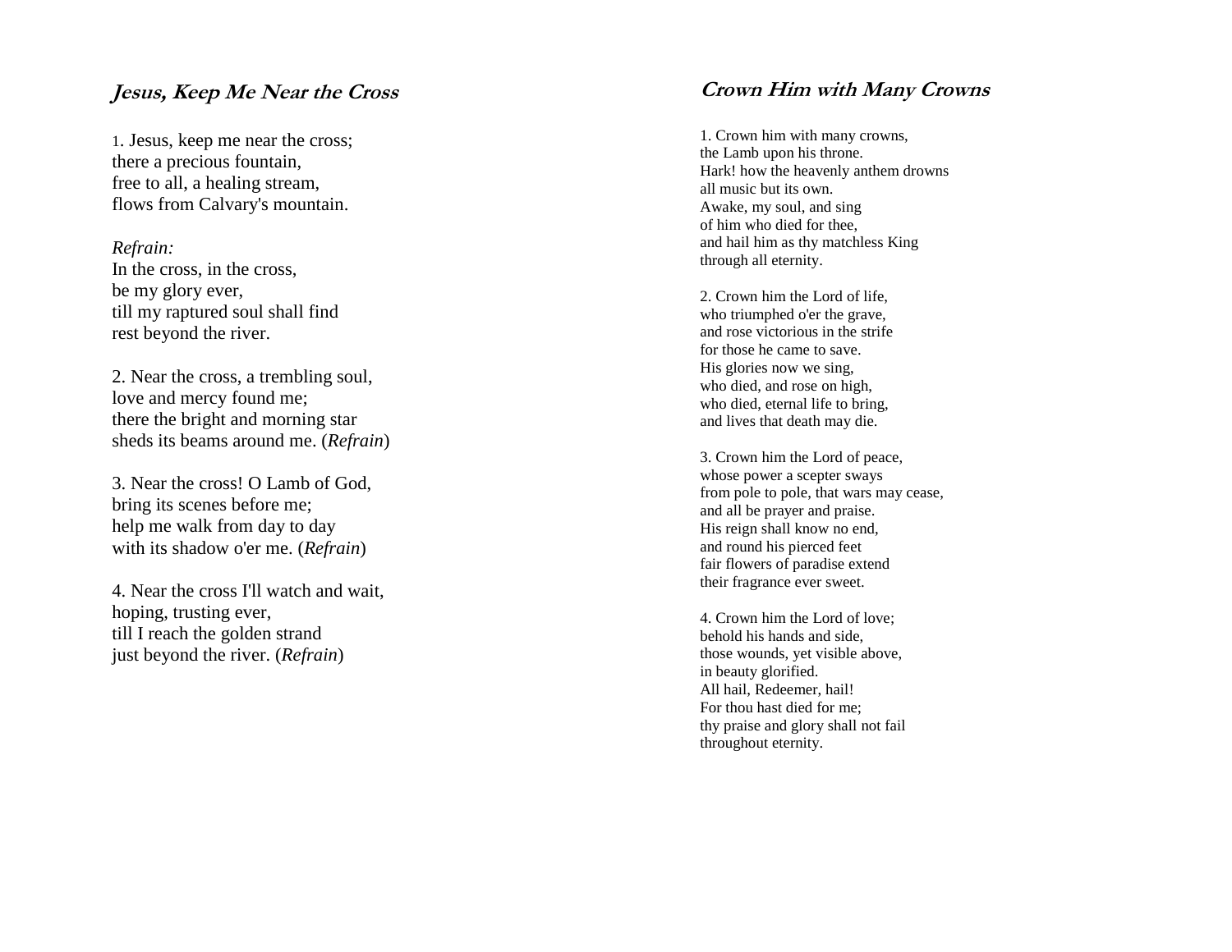## *Jesus, Keep Me Near the Cross*

1. Jesus, keep me near the cross;
there a precious fountain,
free to all, a healing stream,
flows from Calvary's mountain.

*Refrain:*
In the cross, in the cross,
be my glory ever,
till my raptured soul shall find
rest beyond the river.

2. Near the cross, a trembling soul,
love and mercy found me;
there the bright and morning star
sheds its beams around me. (*Refrain*)

3. Near the cross! O Lamb of God,
bring its scenes before me;
help me walk from day to day
with its shadow o'er me. (*Refrain*)

4. Near the cross I'll watch and wait,
hoping, trusting ever,
till I reach the golden strand
just beyond the river. (*Refrain*)

## *Crown Him with Many Crowns*

1. Crown him with many crowns,
the Lamb upon his throne.
Hark! how the heavenly anthem drowns
all music but its own.
Awake, my soul, and sing
of him who died for thee,
and hail him as thy matchless King
through all eternity.

2. Crown him the Lord of life,
who triumphed o'er the grave,
and rose victorious in the strife
for those he came to save.
His glories now we sing,
who died, and rose on high,
who died, eternal life to bring,
and lives that death may die.

3. Crown him the Lord of peace,
whose power a scepter sways
from pole to pole, that wars may cease,
and all be prayer and praise.
His reign shall know no end,
and round his pierced feet
fair flowers of paradise extend
their fragrance ever sweet.

4. Crown him the Lord of love;
behold his hands and side,
those wounds, yet visible above,
in beauty glorified.
All hail, Redeemer, hail!
For thou hast died for me;
thy praise and glory shall not fail
throughout eternity.